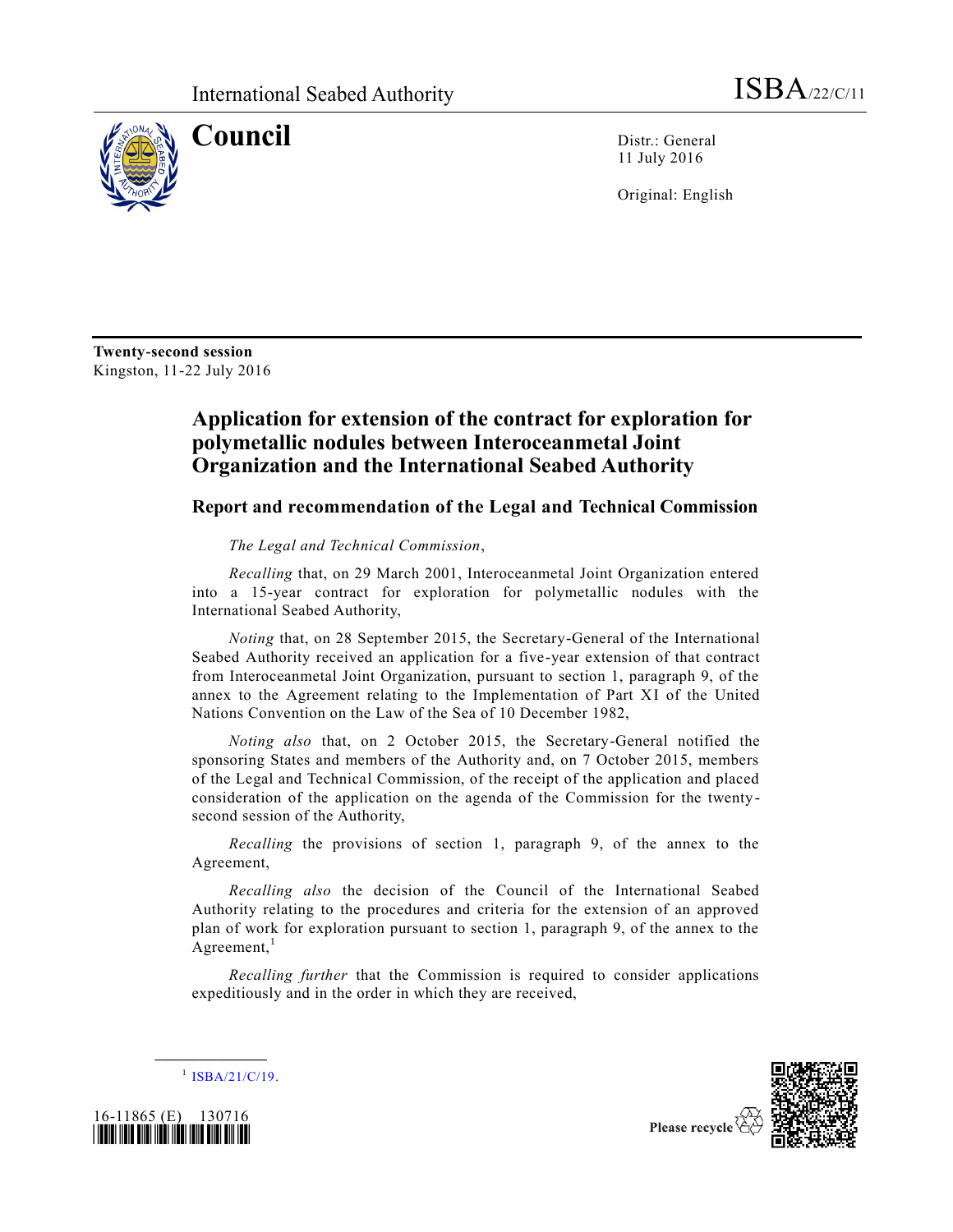International Seabed Authority ISBA/22/C/11

# Council

Distr.: General
11 July 2016

Original: English

**Twenty-second session**
Kingston, 11-22 July 2016

## Application for extension of the contract for exploration for polymetallic nodules between Interoceanmetal Joint Organization and the International Seabed Authority

### Report and recommendation of the Legal and Technical Commission

*The Legal and Technical Commission*,

*Recalling* that, on 29 March 2001, Interoceanmetal Joint Organization entered into a 15-year contract for exploration for polymetallic nodules with the International Seabed Authority,

*Noting* that, on 28 September 2015, the Secretary-General of the International Seabed Authority received an application for a five-year extension of that contract from Interoceanmetal Joint Organization, pursuant to section 1, paragraph 9, of the annex to the Agreement relating to the Implementation of Part XI of the United Nations Convention on the Law of the Sea of 10 December 1982,

*Noting also* that, on 2 October 2015, the Secretary-General notified the sponsoring States and members of the Authority and, on 7 October 2015, members of the Legal and Technical Commission, of the receipt of the application and placed consideration of the application on the agenda of the Commission for the twenty-second session of the Authority,

*Recalling* the provisions of section 1, paragraph 9, of the annex to the Agreement,

*Recalling also* the decision of the Council of the International Seabed Authority relating to the procedures and criteria for the extension of an approved plan of work for exploration pursuant to section 1, paragraph 9, of the annex to the Agreement,[1]

*Recalling further* that the Commission is required to consider applications expeditiously and in the order in which they are received,

[1] ISBA/21/C/19.

16-11865 (E) 130716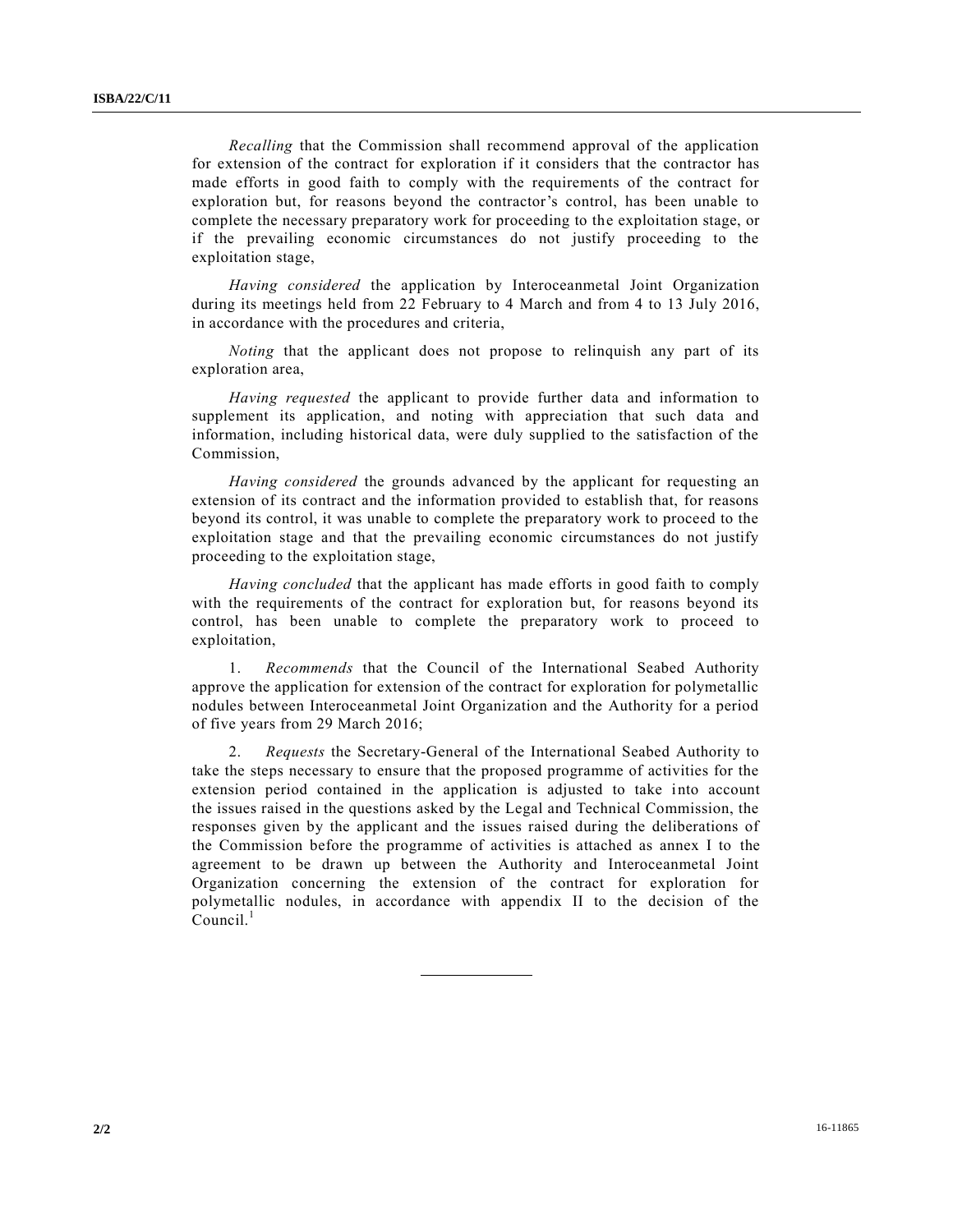*Recalling* that the Commission shall recommend approval of the application for extension of the contract for exploration if it considers that the contractor has made efforts in good faith to comply with the requirements of the contract for exploration but, for reasons beyond the contractor's control, has been unable to complete the necessary preparatory work for proceeding to the exploitation stage, or if the prevailing economic circumstances do not justify proceeding to the exploitation stage,

*Having considered* the application by Interoceanmetal Joint Organization during its meetings held from 22 February to 4 March and from 4 to 13 July 2016, in accordance with the procedures and criteria,

*Noting* that the applicant does not propose to relinquish any part of its exploration area,

*Having requested* the applicant to provide further data and information to supplement its application, and noting with appreciation that such data and information, including historical data, were duly supplied to the satisfaction of the Commission,

*Having considered* the grounds advanced by the applicant for requesting an extension of its contract and the information provided to establish that, for reasons beyond its control, it was unable to complete the preparatory work to proceed to the exploitation stage and that the prevailing economic circumstances do not justify proceeding to the exploitation stage,

*Having concluded* that the applicant has made efforts in good faith to comply with the requirements of the contract for exploration but, for reasons beyond its control, has been unable to complete the preparatory work to proceed to exploitation,

1. *Recommends* that the Council of the International Seabed Authority approve the application for extension of the contract for exploration for polymetallic nodules between Interoceanmetal Joint Organization and the Authority for a period of five years from 29 March 2016;

2. *Requests* the Secretary-General of the International Seabed Authority to take the steps necessary to ensure that the proposed programme of activities for the extension period contained in the application is adjusted to take into account the issues raised in the questions asked by the Legal and Technical Commission, the responses given by the applicant and the issues raised during the deliberations of the Commission before the programme of activities is attached as annex I to the agreement to be drawn up between the Authority and Interoceanmetal Joint Organization concerning the extension of the contract for exploration for polymetallic nodules, in accordance with appendix II to the decision of the Council.[1]